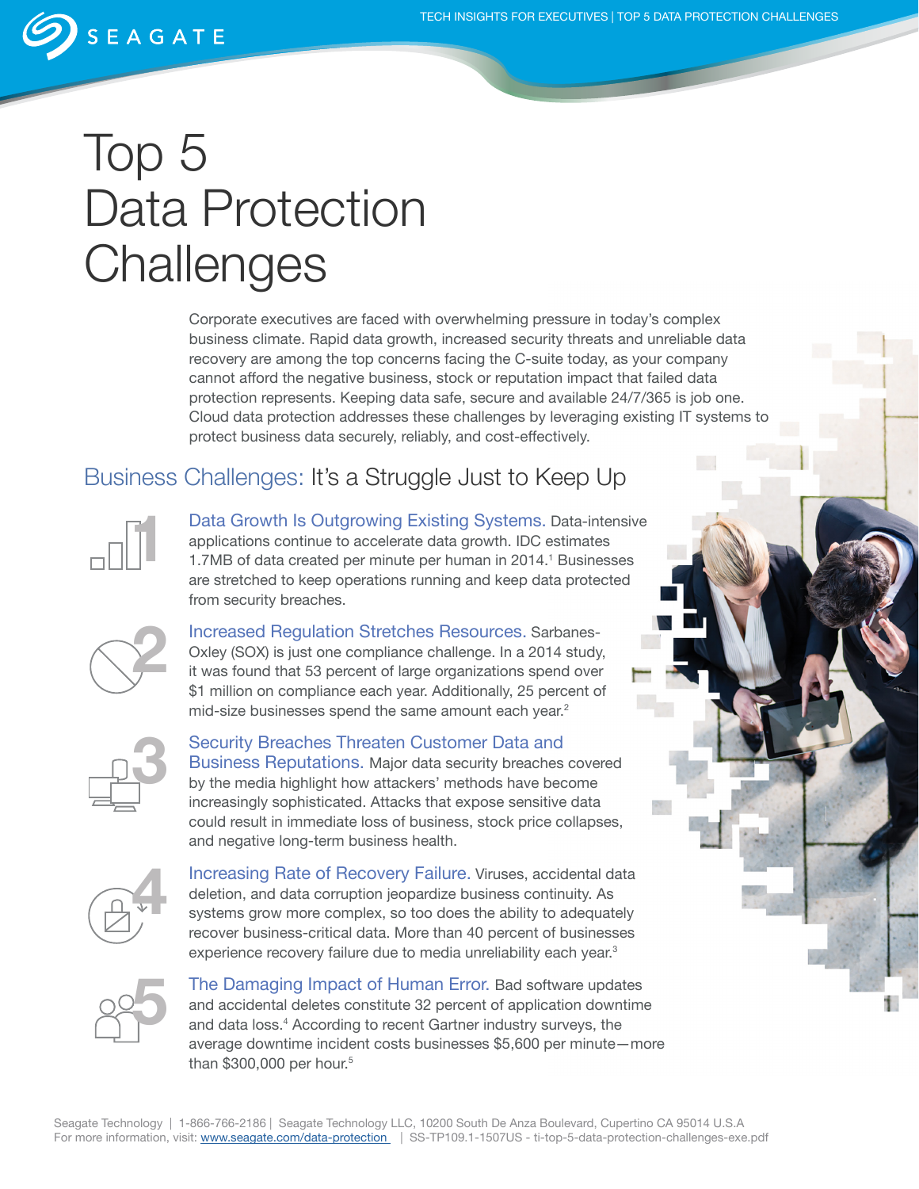# Top 5 Data Protection Challenges

Corporate executives are faced with overwhelming pressure in today's complex business climate. Rapid data growth, increased security threats and unreliable data recovery are among the top concerns facing the C-suite today, as your company cannot afford the negative business, stock or reputation impact that failed data protection represents. Keeping data safe, secure and available 24/7/365 is job one. Cloud data protection addresses these challenges by leveraging existing IT systems to protect business data securely, reliably, and cost-effectively.

## Business Challenges: It's a Struggle Just to Keep Up

**1. Data Growth Is Outgrowing Existing Systems.** Data-intensive applications continue to accelerate data growth. IDC estimates 1.7MB of data created per minute per human in 2014.[1] Businesses are stretched to keep operations running and keep data protected from security breaches.

**2. Increased Regulation Stretches Resources.** Sarbanes-Oxley (SOX) is just one compliance challenge. In a 2014 study, it was found that 53 percent of large organizations spend over $1 million on compliance each year. Additionally, 25 percent of mid-size businesses spend the same amount each year.[2]

**3. Security Breaches Threaten Customer Data and Business Reputations.** Major data security breaches covered by the media highlight how attackers' methods have become increasingly sophisticated. Attacks that expose sensitive data could result in immediate loss of business, stock price collapses, and negative long-term business health.

**4. Increasing Rate of Recovery Failure.** Viruses, accidental data deletion, and data corruption jeopardize business continuity. As systems grow more complex, so too does the ability to adequately recover business-critical data. More than 40 percent of businesses experience recovery failure due to media unreliability each year.[3]

**5. The Damaging Impact of Human Error.** Bad software updates and accidental deletes constitute 32 percent of application downtime and data loss.[4] According to recent Gartner industry surveys, the average downtime incident costs businesses $5,600 per minute—more than $300,000 per hour.[5]

Seagate Technology | 1-866-766-2186 | Seagate Technology LLC, 10200 South De Anza Boulevard, Cupertino CA 95014 U.S.A
For more information, visit: www.seagate.com/data-protection | SS-TP109.1-1507US - ti-top-5-data-protection-challenges-exe.pdf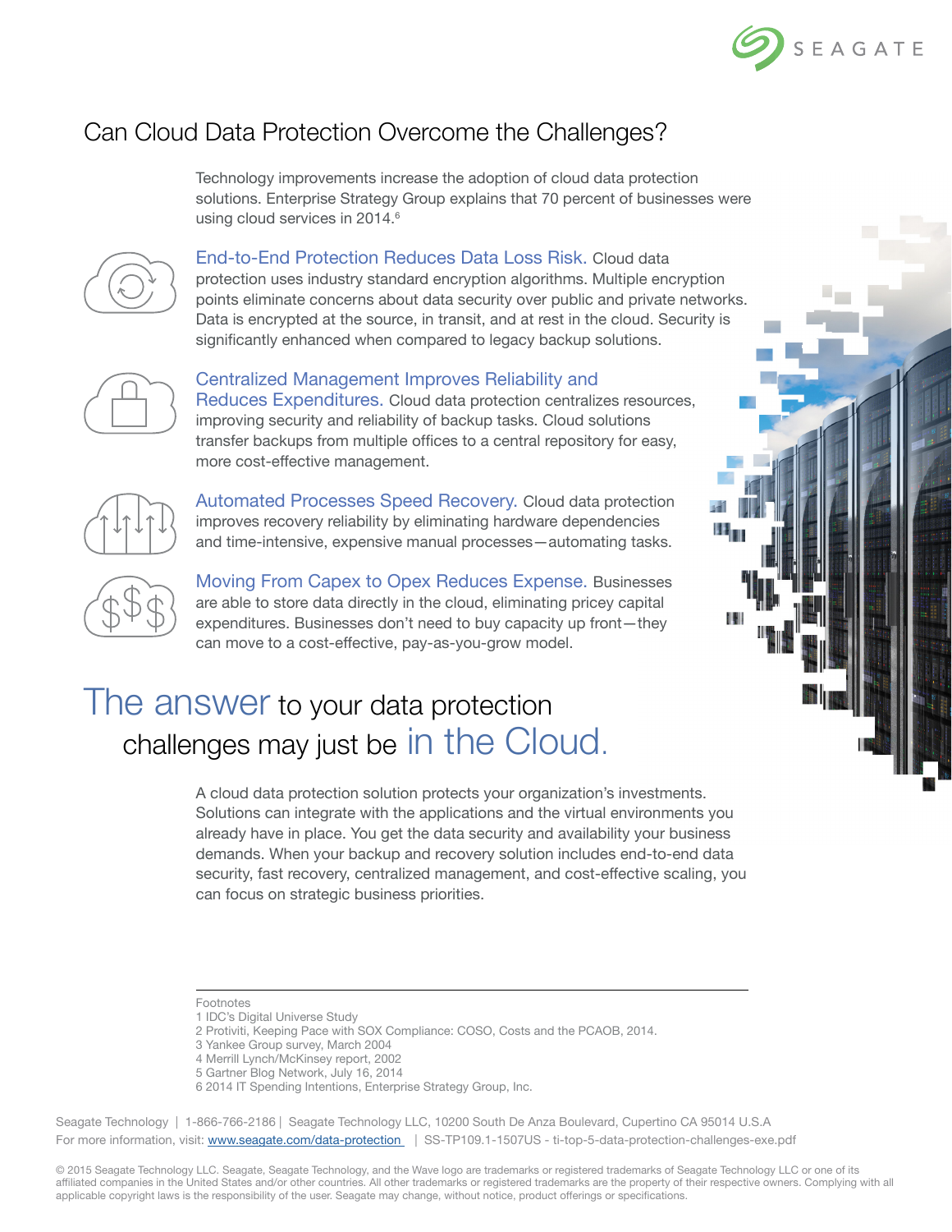## Can Cloud Data Protection Overcome the Challenges?

Technology improvements increase the adoption of cloud data protection solutions. Enterprise Strategy Group explains that 70 percent of businesses were using cloud services in 2014.[6]

**End-to-End Protection Reduces Data Loss Risk.** Cloud data protection uses industry standard encryption algorithms. Multiple encryption points eliminate concerns about data security over public and private networks. Data is encrypted at the source, in transit, and at rest in the cloud. Security is significantly enhanced when compared to legacy backup solutions.

**Centralized Management Improves Reliability and Reduces Expenditures.** Cloud data protection centralizes resources, improving security and reliability of backup tasks. Cloud solutions transfer backups from multiple offices to a central repository for easy, more cost-effective management.

**Automated Processes Speed Recovery.** Cloud data protection improves recovery reliability by eliminating hardware dependencies and time-intensive, expensive manual processes—automating tasks.

**Moving From Capex to Opex Reduces Expense.** Businesses are able to store data directly in the cloud, eliminating pricey capital expenditures. Businesses don't need to buy capacity up front—they can move to a cost-effective, pay-as-you-grow model.

## The answer to your data protection challenges may just be in the Cloud.

A cloud data protection solution protects your organization's investments. Solutions can integrate with the applications and the virtual environments you already have in place. You get the data security and availability your business demands. When your backup and recovery solution includes end-to-end data security, fast recovery, centralized management, and cost-effective scaling, you can focus on strategic business priorities.

---

Footnotes
1 IDC's Digital Universe Study
2 Protiviti, Keeping Pace with SOX Compliance: COSO, Costs and the PCAOB, 2014.
3 Yankee Group survey, March 2004
4 Merrill Lynch/McKinsey report, 2002
5 Gartner Blog Network, July 16, 2014
6 2014 IT Spending Intentions, Enterprise Strategy Group, Inc.

Seagate Technology | 1-866-766-2186 | Seagate Technology LLC, 10200 South De Anza Boulevard, Cupertino CA 95014 U.S.A
For more information, visit: www.seagate.com/data-protection | SS-TP109.1-1507US - ti-top-5-data-protection-challenges-exe.pdf

© 2015 Seagate Technology LLC. Seagate, Seagate Technology, and the Wave logo are trademarks or registered trademarks of Seagate Technology LLC or one of its affiliated companies in the United States and/or other countries. All other trademarks or registered trademarks are the property of their respective owners. Complying with all applicable copyright laws is the responsibility of the user. Seagate may change, without notice, product offerings or specifications.